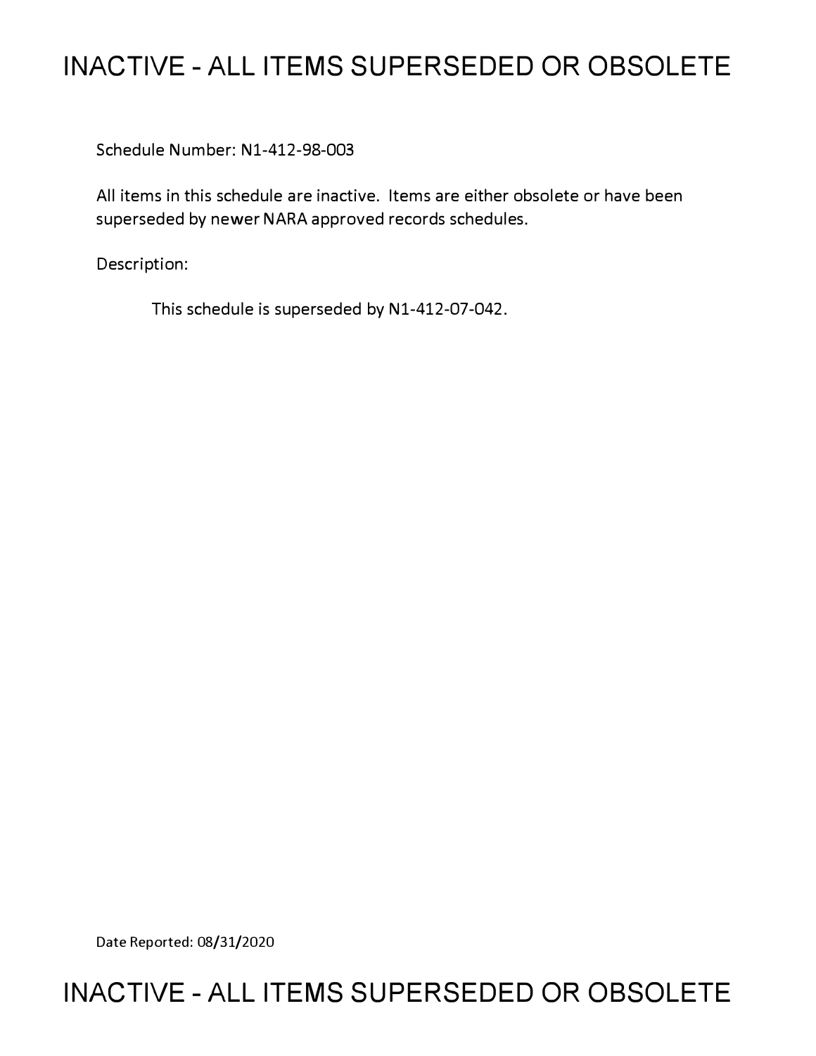# INACTIVE - ALL ITEMS SUPERSEDED OR OBSOLETE

Schedule Number: N1-412-98-003

All items in this schedule are inactive. Items are either obsolete or have been superseded by newer NARA approved records schedules.

Description:

This schedule is superseded by N1-412-07-042.

Date Reported: 08/31/2020

# INACTIVE - ALL ITEMS SUPERSEDED OR OBSOLETE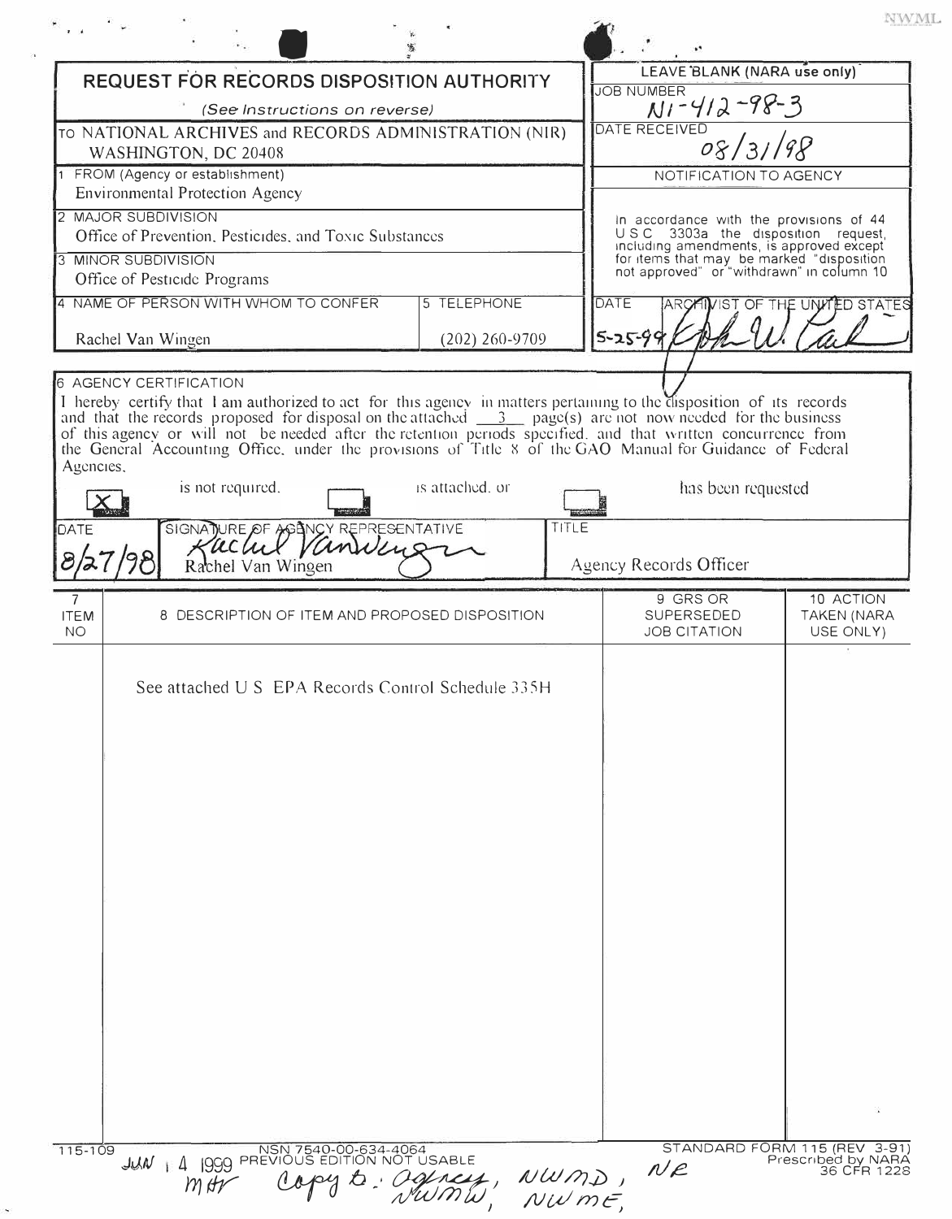NWML

# REQUEST FOR RECORDS DISPOSITION AUTHORITY

*(See Instructions on reverse)*

| | |
|---|---|
| **LEAVE BLANK (NARA use only)** | |
| JOB NUMBER | N1-412-98-3 |
| DATE RECEIVED | 08/31/98 |

TO NATIONAL ARCHIVES and RECORDS ADMINISTRATION (NIR) WASHINGTON, DC 20408

1 FROM (Agency or establishment)
Environmental Protection Agency

2 MAJOR SUBDIVISION
Office of Prevention, Pesticides, and Toxic Substances

3 MINOR SUBDIVISION
Office of Pesticide Programs

| 4 NAME OF PERSON WITH WHOM TO CONFER | 5 TELEPHONE |
|---|---|
| Rachel Van Wingen | (202) 260-9709 |

NOTIFICATION TO AGENCY

In accordance with the provisions of 44 U.S.C. 3303a the disposition request, including amendments, is approved except for items that may be marked "disposition not approved" or "withdrawn" in column 10

| DATE | ARCHIVIST OF THE UNITED STATES |
|---|---|
| 5-25-99 | [signature] |

6 AGENCY CERTIFICATION

I hereby certify that I am authorized to act for this agency in matters pertaining to the disposition of its records and that the records proposed for disposal on the attached 3 page(s) are not now needed for the business of this agency or will not be needed after the retention periods specified, and that written concurrence from the General Accounting Office, under the provisions of Title 8 of the GAO Manual for Guidance of Federal Agencies,

[X] is not required. [ ] is attached, or [ ] has been requested

| DATE | SIGNATURE OF AGENCY REPRESENTATIVE | TITLE |
|---|---|---|
| 8/27/98 | Rachel Van Wingen | Agency Records Officer |

| 7 ITEM NO | 8 DESCRIPTION OF ITEM AND PROPOSED DISPOSITION | 9 GRS OR SUPERSEDED JOB CITATION | 10 ACTION TAKEN (NARA USE ONLY) |
|---|---|---|---|
| | See attached U S EPA Records Control Schedule 335H | | |

115-109 NSN 7540-00-634-4064 PREVIOUS EDITION NOT USABLE

STANDARD FORM 115 (REV 3-91) Prescribed by NARA 36 CFR 1228

JUN 14 1999 mHr Copy to: Agency, NWMD, NWMW, NWME, NR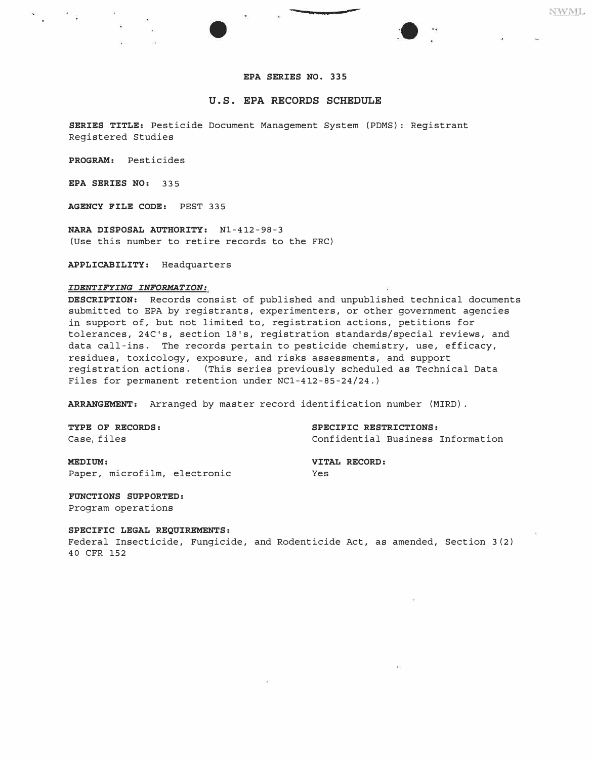**EPA SERIES NO. 335**

## U.S. EPA RECORDS SCHEDULE

**SERIES TITLE:** Pesticide Document Management System (PDMS): Registrant Registered Studies

**PROGRAM:** Pesticides

**EPA SERIES NO:** 335

**AGENCY FILE CODE:** PEST 335

**NARA DISPOSAL AUTHORITY:** N1-412-98-3
(Use this number to retire records to the FRC)

**APPLICABILITY:** Headquarters

***IDENTIFYING INFORMATION:***

**DESCRIPTION:** Records consist of published and unpublished technical documents submitted to EPA by registrants, experimenters, or other government agencies in support of, but not limited to, registration actions, petitions for tolerances, 24C's, section 18's, registration standards/special reviews, and data call-ins. The records pertain to pesticide chemistry, use, efficacy, residues, toxicology, exposure, and risks assessments, and support registration actions. (This series previously scheduled as Technical Data Files for permanent retention under NC1-412-85-24/24.)

**ARRANGEMENT:** Arranged by master record identification number (MIRD).

**TYPE OF RECORDS:**
Case files

**SPECIFIC RESTRICTIONS:**
Confidential Business Information

**MEDIUM:**
Paper, microfilm, electronic

**VITAL RECORD:**
Yes

**FUNCTIONS SUPPORTED:**
Program operations

**SPECIFIC LEGAL REQUIREMENTS:**
Federal Insecticide, Fungicide, and Rodenticide Act, as amended, Section 3(2)
40 CFR 152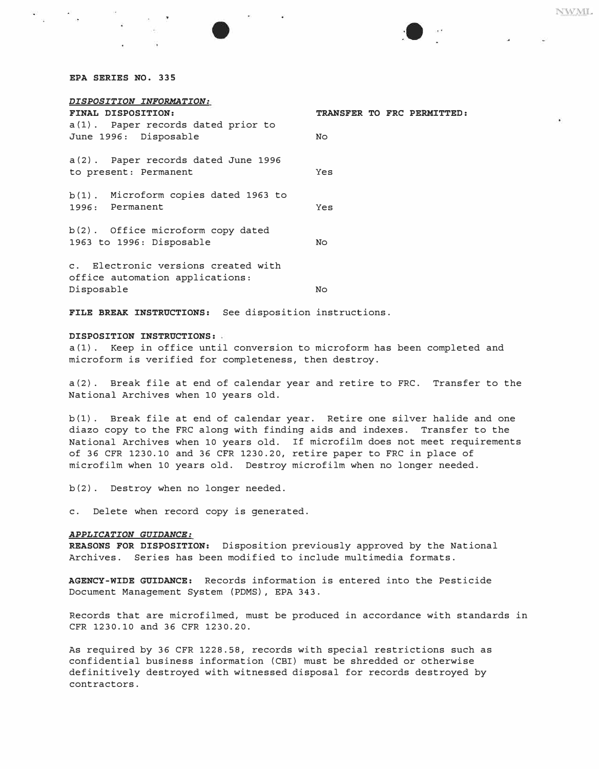**EPA SERIES NO. 335**

***DISPOSITION INFORMATION:***

| FINAL DISPOSITION: | TRANSFER TO FRC PERMITTED: |
|---|---|
| a(1). Paper records dated prior to June 1996: Disposable | No |
| a(2). Paper records dated June 1996 to present: Permanent | Yes |
| b(1). Microform copies dated 1963 to 1996: Permanent | Yes |
| b(2). Office microform copy dated 1963 to 1996: Disposable | No |
| c. Electronic versions created with office automation applications: Disposable | No |

**FILE BREAK INSTRUCTIONS:** See disposition instructions.

**DISPOSITION INSTRUCTIONS:**

a(1). Keep in office until conversion to microform has been completed and microform is verified for completeness, then destroy.

a(2). Break file at end of calendar year and retire to FRC. Transfer to the National Archives when 10 years old.

b(1). Break file at end of calendar year. Retire one silver halide and one diazo copy to the FRC along with finding aids and indexes. Transfer to the National Archives when 10 years old. If microfilm does not meet requirements of 36 CFR 1230.10 and 36 CFR 1230.20, retire paper to FRC in place of microfilm when 10 years old. Destroy microfilm when no longer needed.

b(2). Destroy when no longer needed.

c. Delete when record copy is generated.

***APPLICATION GUIDANCE:***

**REASONS FOR DISPOSITION:** Disposition previously approved by the National Archives. Series has been modified to include multimedia formats.

**AGENCY-WIDE GUIDANCE:** Records information is entered into the Pesticide Document Management System (PDMS), EPA 343.

Records that are microfilmed, must be produced in accordance with standards in CFR 1230.10 and 36 CFR 1230.20.

As required by 36 CFR 1228.58, records with special restrictions such as confidential business information (CBI) must be shredded or otherwise definitively destroyed with witnessed disposal for records destroyed by contractors.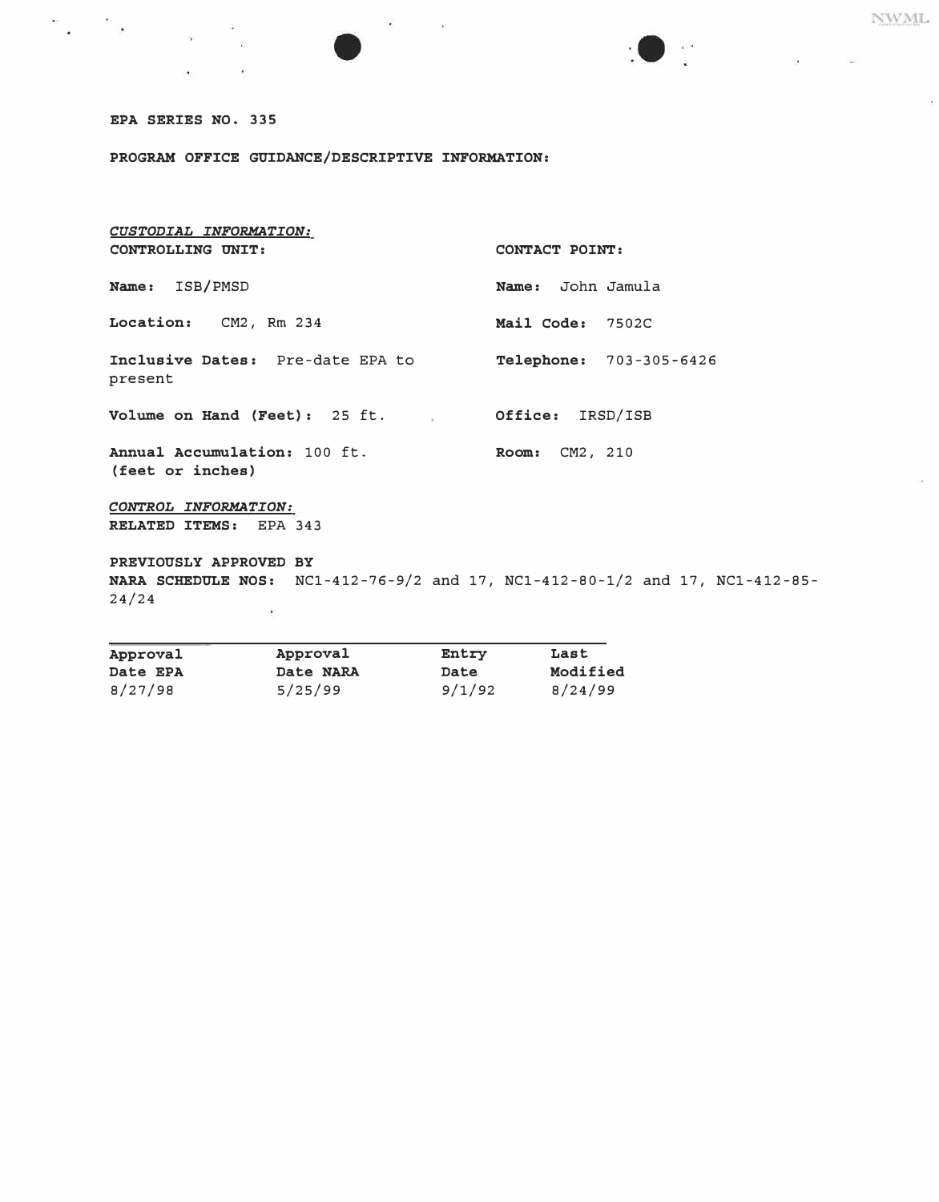**EPA SERIES NO. 335**

**PROGRAM OFFICE GUIDANCE/DESCRIPTIVE INFORMATION:**

*CUSTODIAL INFORMATION:*

**CONTROLLING UNIT:**

**Name:** ISB/PMSD

**Location:** CM2, Rm 234

**Inclusive Dates:** Pre-date EPA to present

**Volume on Hand (Feet):** 25 ft.

**Annual Accumulation:** 100 ft.
**(feet or inches)**

**CONTACT POINT:**

**Name:** John Jamula

**Mail Code:** 7502C

**Telephone:** 703-305-6426

**Office:** IRSD/ISB

**Room:** CM2, 210

*CONTROL INFORMATION:*

**RELATED ITEMS:** EPA 343

**PREVIOUSLY APPROVED BY**
**NARA SCHEDULE NOS:** NC1-412-76-9/2 and 17, NC1-412-80-1/2 and 17, NC1-412-85-24/24

| Approval Date EPA | Approval Date NARA | Entry Date | Last Modified |
|---|---|---|---|
| 8/27/98 | 5/25/99 | 9/1/92 | 8/24/99 |